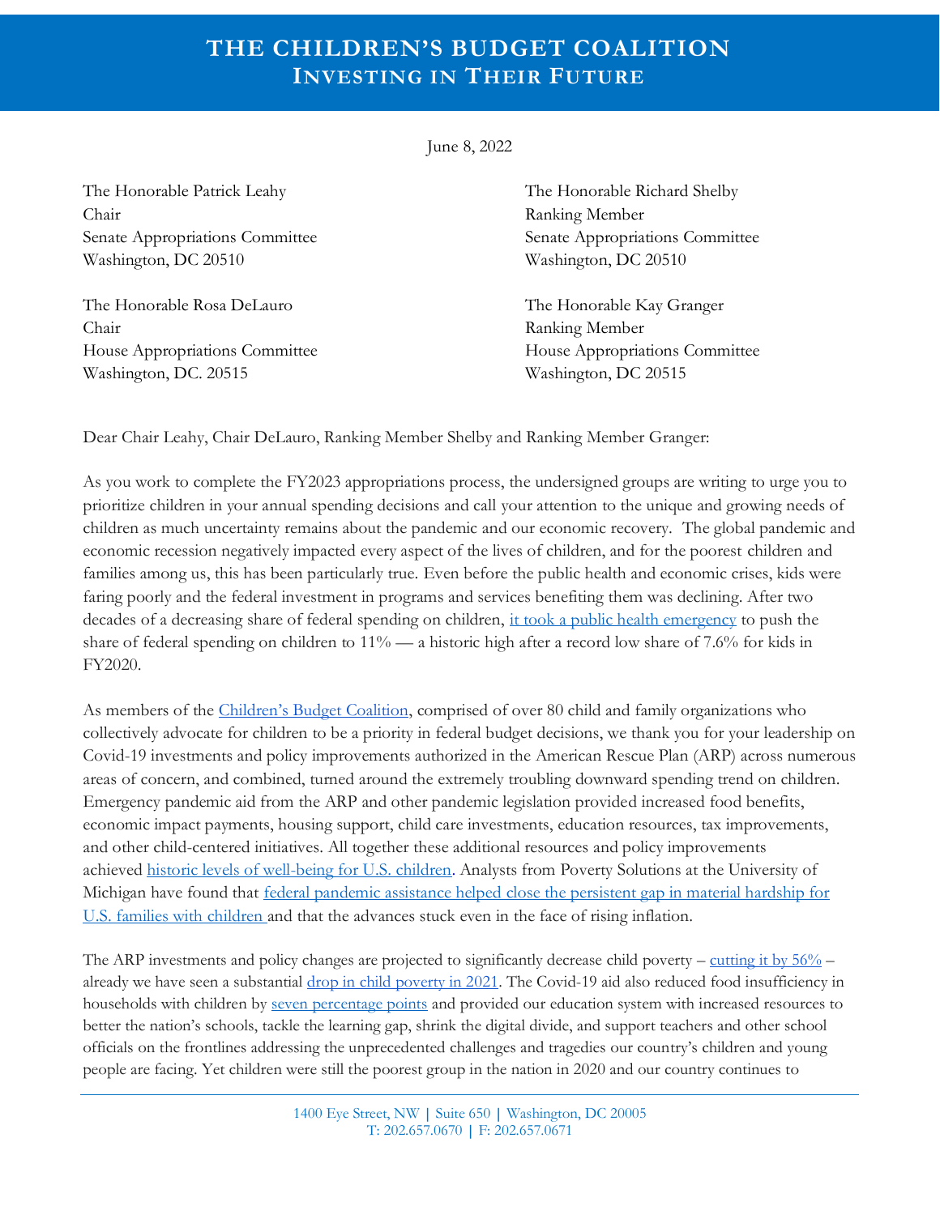# THE CHILDREN'S BUDGET COALITION
## INVESTING IN THEIR FUTURE

June 8, 2022

The Honorable Patrick Leahy
Chair
Senate Appropriations Committee
Washington, DC 20510

The Honorable Richard Shelby
Ranking Member
Senate Appropriations Committee
Washington, DC 20510

The Honorable Rosa DeLauro
Chair
House Appropriations Committee
Washington, DC. 20515

The Honorable Kay Granger
Ranking Member
House Appropriations Committee
Washington, DC 20515

Dear Chair Leahy, Chair DeLauro, Ranking Member Shelby and Ranking Member Granger:

As you work to complete the FY2023 appropriations process, the undersigned groups are writing to urge you to prioritize children in your annual spending decisions and call your attention to the unique and growing needs of children as much uncertainty remains about the pandemic and our economic recovery. The global pandemic and economic recession negatively impacted every aspect of the lives of children, and for the poorest children and families among us, this has been particularly true. Even before the public health and economic crises, kids were faring poorly and the federal investment in programs and services benefiting them was declining. After two decades of a decreasing share of federal spending on children, it took a public health emergency to push the share of federal spending on children to 11% — a historic high after a record low share of 7.6% for kids in FY2020.

As members of the Children's Budget Coalition, comprised of over 80 child and family organizations who collectively advocate for children to be a priority in federal budget decisions, we thank you for your leadership on Covid-19 investments and policy improvements authorized in the American Rescue Plan (ARP) across numerous areas of concern, and combined, turned around the extremely troubling downward spending trend on children. Emergency pandemic aid from the ARP and other pandemic legislation provided increased food benefits, economic impact payments, housing support, child care investments, education resources, tax improvements, and other child-centered initiatives. All together these additional resources and policy improvements achieved historic levels of well-being for U.S. children. Analysts from Poverty Solutions at the University of Michigan have found that federal pandemic assistance helped close the persistent gap in material hardship for U.S. families with children and that the advances stuck even in the face of rising inflation.

The ARP investments and policy changes are projected to significantly decrease child poverty – cutting it by 56% – already we have seen a substantial drop in child poverty in 2021. The Covid-19 aid also reduced food insufficiency in households with children by seven percentage points and provided our education system with increased resources to better the nation's schools, tackle the learning gap, shrink the digital divide, and support teachers and other school officials on the frontlines addressing the unprecedented challenges and tragedies our country's children and young people are facing. Yet children were still the poorest group in the nation in 2020 and our country continues to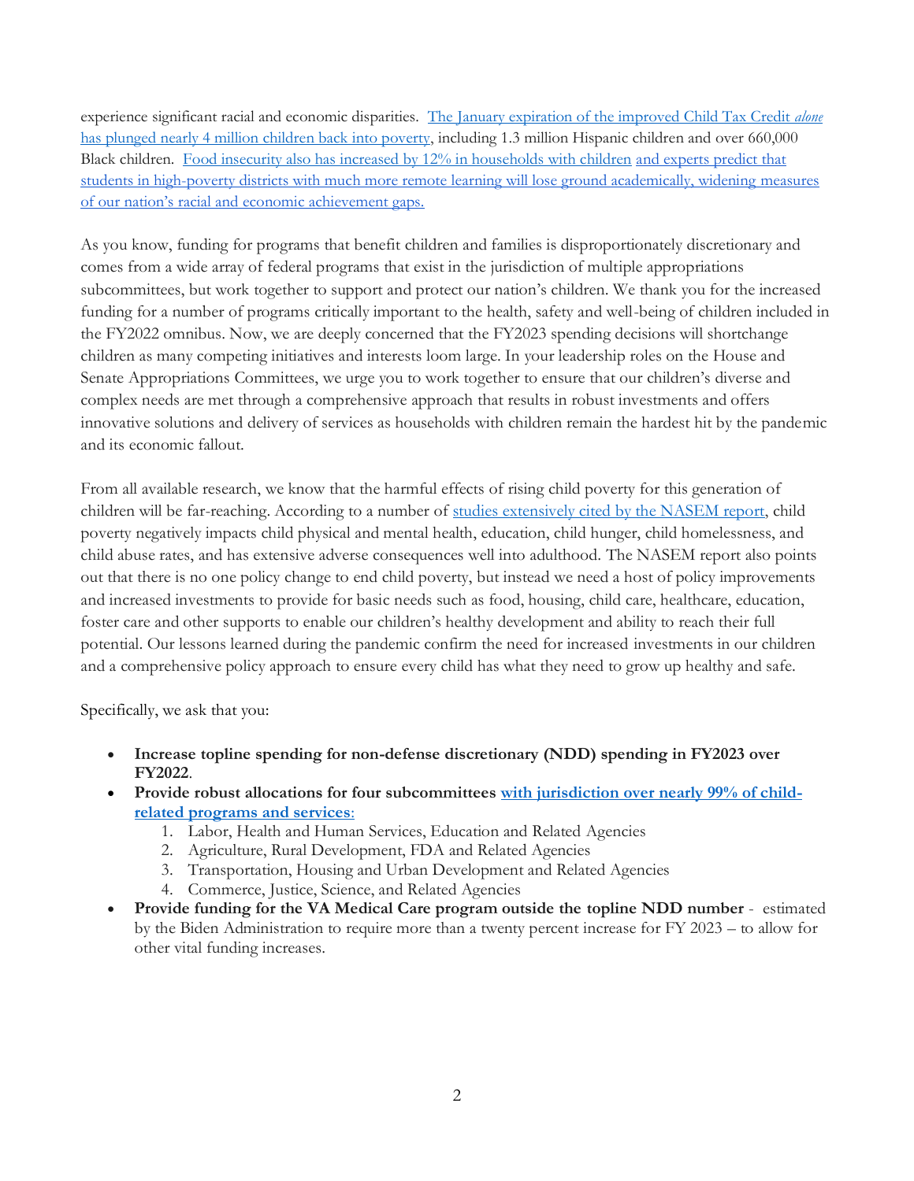experience significant racial and economic disparities. The January expiration of the improved Child Tax Credit *alone* has plunged nearly 4 million children back into poverty, including 1.3 million Hispanic children and over 660,000 Black children. Food insecurity also has increased by 12% in households with children and experts predict that students in high-poverty districts with much more remote learning will lose ground academically, widening measures of our nation's racial and economic achievement gaps.

As you know, funding for programs that benefit children and families is disproportionately discretionary and comes from a wide array of federal programs that exist in the jurisdiction of multiple appropriations subcommittees, but work together to support and protect our nation's children. We thank you for the increased funding for a number of programs critically important to the health, safety and well-being of children included in the FY2022 omnibus. Now, we are deeply concerned that the FY2023 spending decisions will shortchange children as many competing initiatives and interests loom large. In your leadership roles on the House and Senate Appropriations Committees, we urge you to work together to ensure that our children's diverse and complex needs are met through a comprehensive approach that results in robust investments and offers innovative solutions and delivery of services as households with children remain the hardest hit by the pandemic and its economic fallout.

From all available research, we know that the harmful effects of rising child poverty for this generation of children will be far-reaching. According to a number of studies extensively cited by the NASEM report, child poverty negatively impacts child physical and mental health, education, child hunger, child homelessness, and child abuse rates, and has extensive adverse consequences well into adulthood. The NASEM report also points out that there is no one policy change to end child poverty, but instead we need a host of policy improvements and increased investments to provide for basic needs such as food, housing, child care, healthcare, education, foster care and other supports to enable our children's healthy development and ability to reach their full potential. Our lessons learned during the pandemic confirm the need for increased investments in our children and a comprehensive policy approach to ensure every child has what they need to grow up healthy and safe.

Specifically, we ask that you:

- **Increase topline spending for non-defense discretionary (NDD) spending in FY2023 over FY2022**.
- **Provide robust allocations for four subcommittees with jurisdiction over nearly 99% of child-related programs and services:**
    1. Labor, Health and Human Services, Education and Related Agencies
    2. Agriculture, Rural Development, FDA and Related Agencies
    3. Transportation, Housing and Urban Development and Related Agencies
    4. Commerce, Justice, Science, and Related Agencies
- **Provide funding for the VA Medical Care program outside the topline NDD number** - estimated by the Biden Administration to require more than a twenty percent increase for FY 2023 – to allow for other vital funding increases.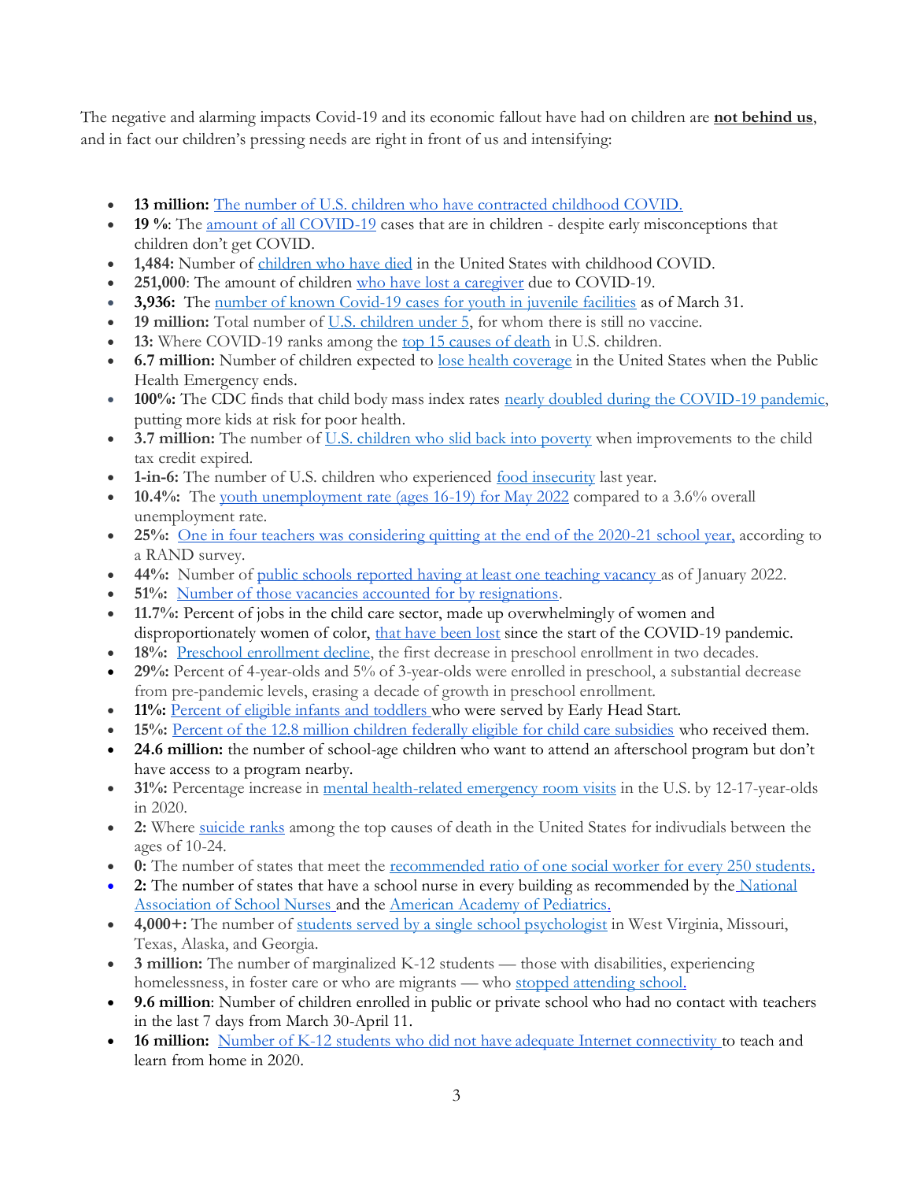The negative and alarming impacts Covid-19 and its economic fallout have had on children are **not behind us**, and in fact our children's pressing needs are right in front of us and intensifying:

- **13 million:** The number of U.S. children who have contracted childhood COVID.
- **19 %**: The amount of all COVID-19 cases that are in children - despite early misconceptions that children don't get COVID.
- **1,484:** Number of children who have died in the United States with childhood COVID.
- **251,000**: The amount of children who have lost a caregiver due to COVID-19.
- **3,936:** The number of known Covid-19 cases for youth in juvenile facilities as of March 31.
- **19 million:** Total number of U.S. children under 5, for whom there is still no vaccine.
- **13:** Where COVID-19 ranks among the top 15 causes of death in U.S. children.
- **6.7 million:** Number of children expected to lose health coverage in the United States when the Public Health Emergency ends.
- **100%:** The CDC finds that child body mass index rates nearly doubled during the COVID-19 pandemic, putting more kids at risk for poor health.
- **3.7 million:** The number of U.S. children who slid back into poverty when improvements to the child tax credit expired.
- **1-in-6:** The number of U.S. children who experienced food insecurity last year.
- **10.4%:** The youth unemployment rate (ages 16-19) for May 2022 compared to a 3.6% overall unemployment rate.
- **25%:** One in four teachers was considering quitting at the end of the 2020-21 school year, according to a RAND survey.
- **44%:** Number of public schools reported having at least one teaching vacancy as of January 2022.
- **51%:** Number of those vacancies accounted for by resignations.
- **11.7%:** Percent of jobs in the child care sector, made up overwhelmingly of women and disproportionately women of color, that have been lost since the start of the COVID-19 pandemic.
- **18%:** Preschool enrollment decline, the first decrease in preschool enrollment in two decades.
- **29%:** Percent of 4-year-olds and 5% of 3-year-olds were enrolled in preschool, a substantial decrease from pre-pandemic levels, erasing a decade of growth in preschool enrollment.
- **11%:** Percent of eligible infants and toddlers who were served by Early Head Start.
- **15%:** Percent of the 12.8 million children federally eligible for child care subsidies who received them.
- **24.6 million:** the number of school-age children who want to attend an afterschool program but don't have access to a program nearby.
- **31%:** Percentage increase in mental health-related emergency room visits in the U.S. by 12-17-year-olds in 2020.
- **2:** Where suicide ranks among the top causes of death in the United States for indivudials between the ages of 10-24.
- **0:** The number of states that meet the recommended ratio of one social worker for every 250 students.
- **2:** The number of states that have a school nurse in every building as recommended by the National Association of School Nurses and the American Academy of Pediatrics.
- **4,000+:** The number of students served by a single school psychologist in West Virginia, Missouri, Texas, Alaska, and Georgia.
- **3 million:** The number of marginalized K-12 students — those with disabilities, experiencing homelessness, in foster care or who are migrants — who stopped attending school.
- **9.6 million**: Number of children enrolled in public or private school who had no contact with teachers in the last 7 days from March 30-April 11.
- **16 million:** Number of K-12 students who did not have adequate Internet connectivity to teach and learn from home in 2020.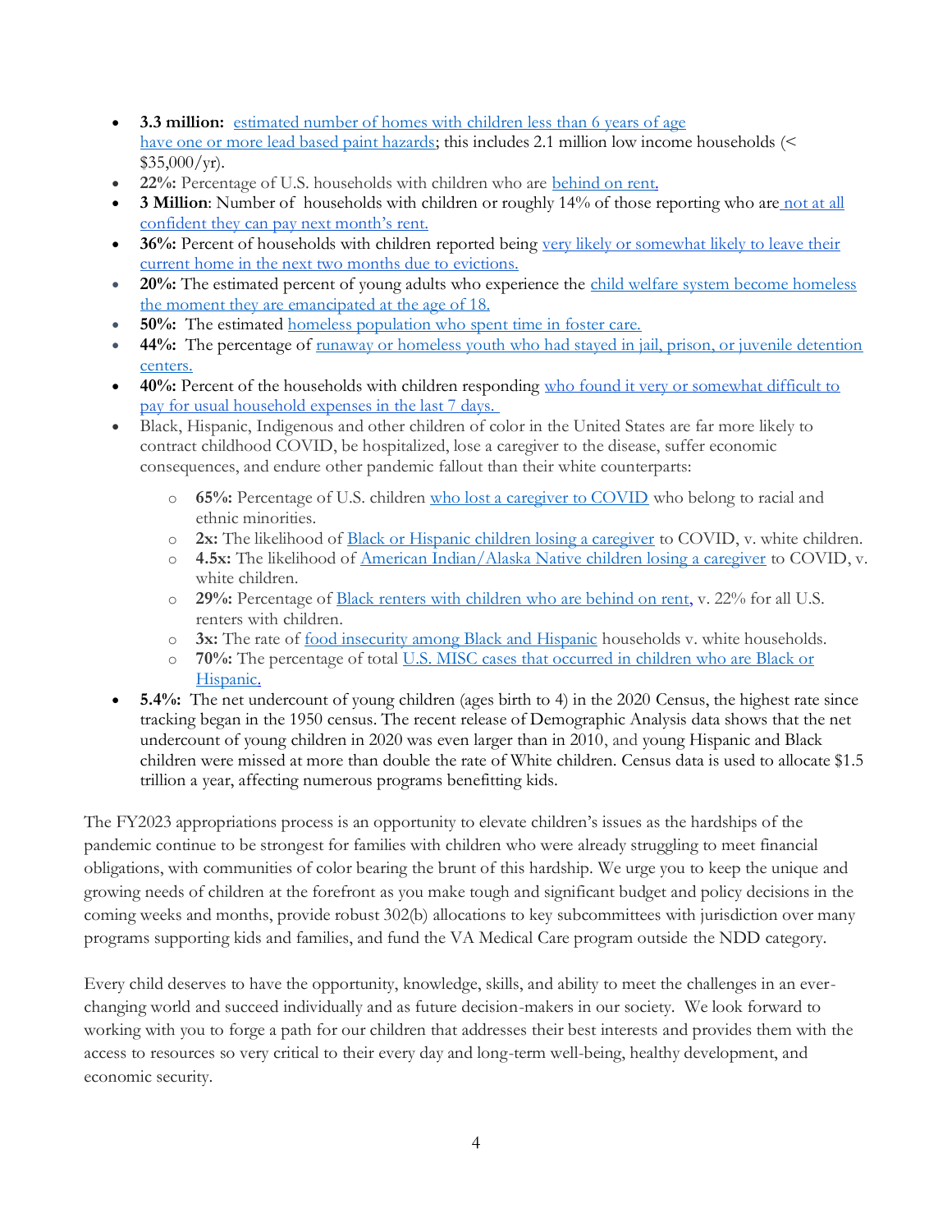- **3.3 million:** estimated number of homes with children less than 6 years of age have one or more lead based paint hazards; this includes 2.1 million low income households (< $35,000/yr).
- **22%:** Percentage of U.S. households with children who are behind on rent.
- **3 Million**: Number of households with children or roughly 14% of those reporting who are not at all confident they can pay next month's rent.
- **36%:** Percent of households with children reported being very likely or somewhat likely to leave their current home in the next two months due to evictions.
- **20%:** The estimated percent of young adults who experience the child welfare system become homeless the moment they are emancipated at the age of 18.
- **50%:** The estimated homeless population who spent time in foster care.
- **44%:** The percentage of runaway or homeless youth who had stayed in jail, prison, or juvenile detention centers.
- **40%:** Percent of the households with children responding who found it very or somewhat difficult to pay for usual household expenses in the last 7 days.
- Black, Hispanic, Indigenous and other children of color in the United States are far more likely to contract childhood COVID, be hospitalized, lose a caregiver to the disease, suffer economic consequences, and endure other pandemic fallout than their white counterparts:
  - **65%:** Percentage of U.S. children who lost a caregiver to COVID who belong to racial and ethnic minorities.
  - **2x:** The likelihood of Black or Hispanic children losing a caregiver to COVID, v. white children.
  - **4.5x:** The likelihood of American Indian/Alaska Native children losing a caregiver to COVID, v. white children.
  - **29%:** Percentage of Black renters with children who are behind on rent, v. 22% for all U.S. renters with children.
  - **3x:** The rate of food insecurity among Black and Hispanic households v. white households.
  - **70%:** The percentage of total U.S. MISC cases that occurred in children who are Black or Hispanic.
- **5.4%:** The net undercount of young children (ages birth to 4) in the 2020 Census, the highest rate since tracking began in the 1950 census. The recent release of Demographic Analysis data shows that the net undercount of young children in 2020 was even larger than in 2010, and young Hispanic and Black children were missed at more than double the rate of White children. Census data is used to allocate $1.5 trillion a year, affecting numerous programs benefitting kids.

The FY2023 appropriations process is an opportunity to elevate children's issues as the hardships of the pandemic continue to be strongest for families with children who were already struggling to meet financial obligations, with communities of color bearing the brunt of this hardship. We urge you to keep the unique and growing needs of children at the forefront as you make tough and significant budget and policy decisions in the coming weeks and months, provide robust 302(b) allocations to key subcommittees with jurisdiction over many programs supporting kids and families, and fund the VA Medical Care program outside the NDD category.

Every child deserves to have the opportunity, knowledge, skills, and ability to meet the challenges in an ever-changing world and succeed individually and as future decision-makers in our society. We look forward to working with you to forge a path for our children that addresses their best interests and provides them with the access to resources so very critical to their every day and long-term well-being, healthy development, and economic security.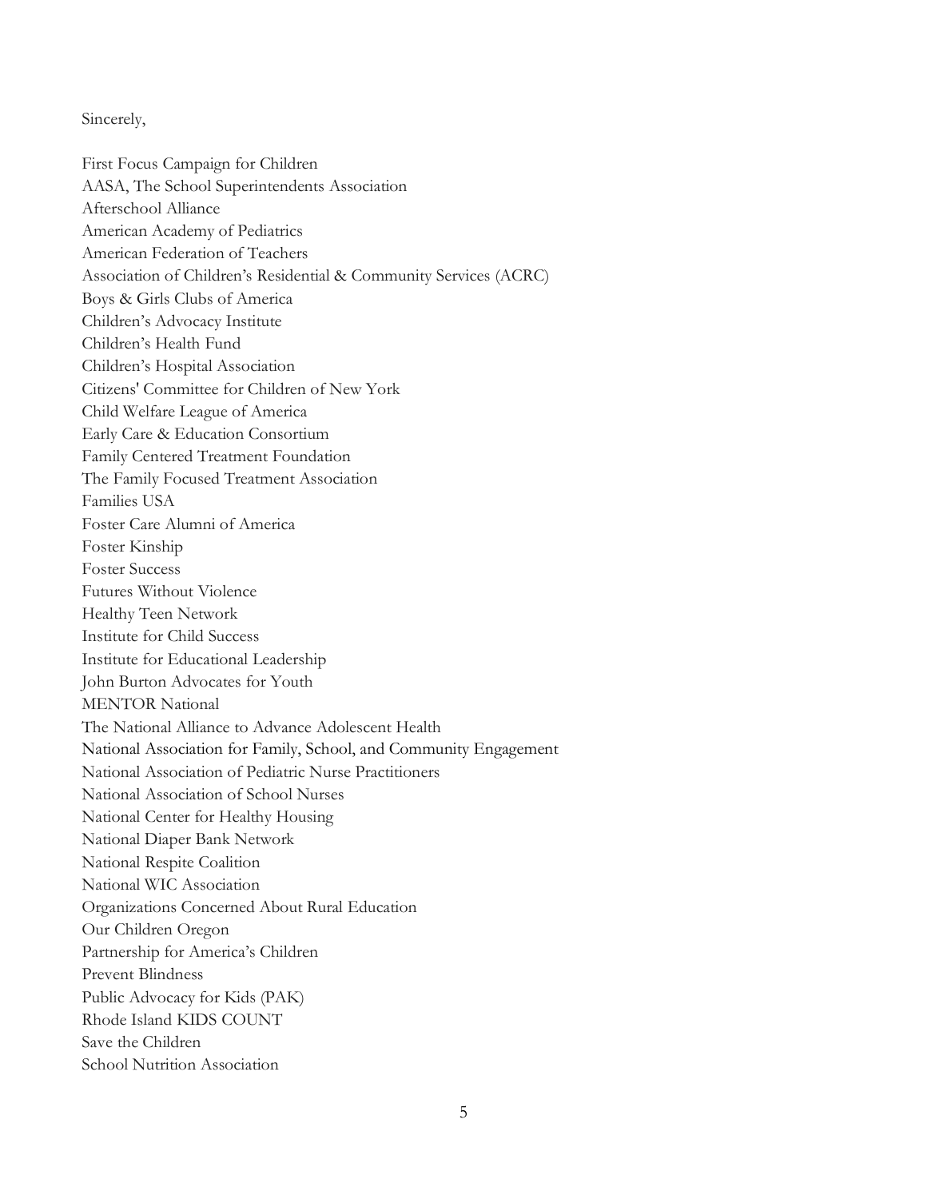Sincerely,

First Focus Campaign for Children
AASA, The School Superintendents Association
Afterschool Alliance
American Academy of Pediatrics
American Federation of Teachers
Association of Children's Residential & Community Services (ACRC)
Boys & Girls Clubs of America
Children's Advocacy Institute
Children's Health Fund
Children's Hospital Association
Citizens' Committee for Children of New York
Child Welfare League of America
Early Care & Education Consortium
Family Centered Treatment Foundation
The Family Focused Treatment Association
Families USA
Foster Care Alumni of America
Foster Kinship
Foster Success
Futures Without Violence
Healthy Teen Network
Institute for Child Success
Institute for Educational Leadership
John Burton Advocates for Youth
MENTOR National
The National Alliance to Advance Adolescent Health
National Association for Family, School, and Community Engagement
National Association of Pediatric Nurse Practitioners
National Association of School Nurses
National Center for Healthy Housing
National Diaper Bank Network
National Respite Coalition
National WIC Association
Organizations Concerned About Rural Education
Our Children Oregon
Partnership for America's Children
Prevent Blindness
Public Advocacy for Kids (PAK)
Rhode Island KIDS COUNT
Save the Children
School Nutrition Association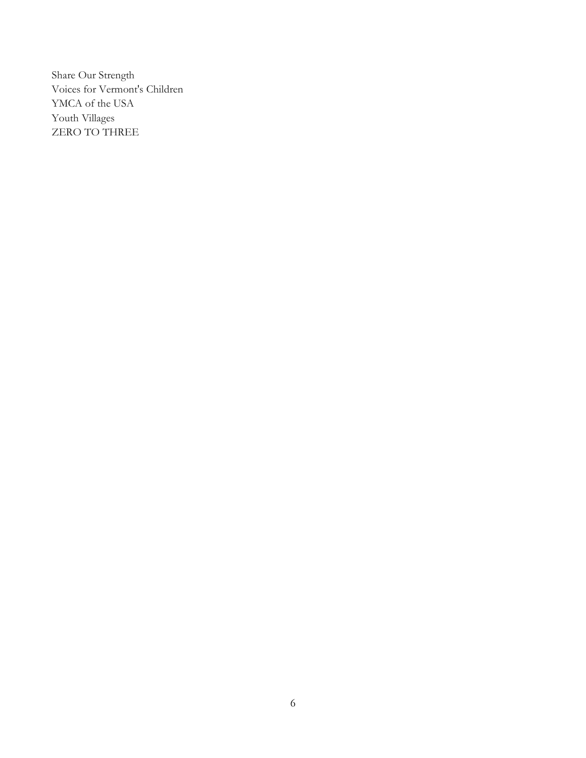Share Our Strength
Voices for Vermont's Children
YMCA of the USA
Youth Villages
ZERO TO THREE